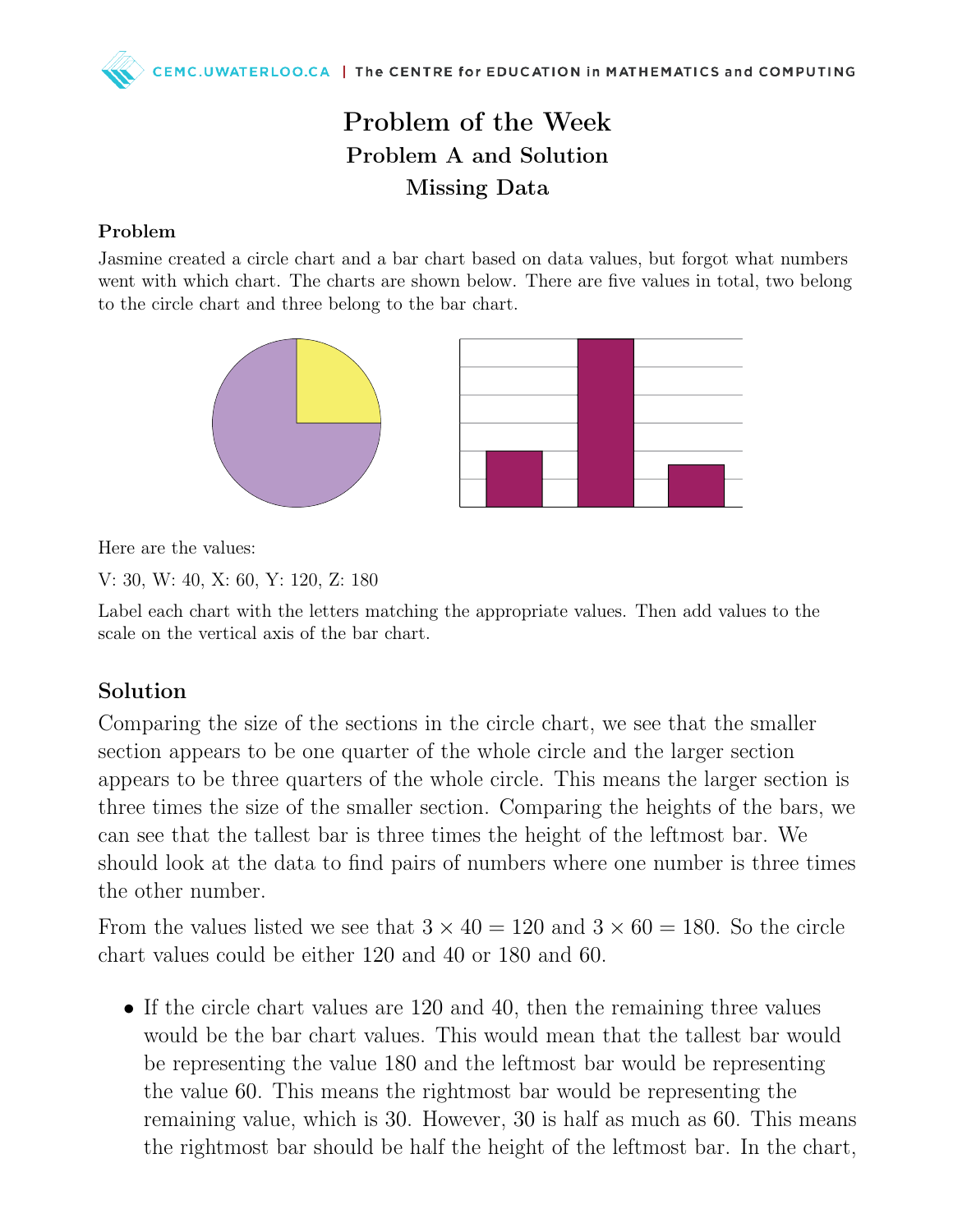# Problem of the Week

## Problem A and Solution

## Missing Data

### Problem

Jasmine created a circle chart and a bar chart based on data values, but forgot what numbers went with which chart. The charts are shown below. There are five values in total, two belong to the circle chart and three belong to the bar chart.

Here are the values:

V: 30, W: 40, X: 60, Y: 120, Z: 180

Label each chart with the letters matching the appropriate values. Then add values to the scale on the vertical axis of the bar chart.

### Solution

Comparing the size of the sections in the circle chart, we see that the smaller section appears to be one quarter of the whole circle and the larger section appears to be three quarters of the whole circle. This means the larger section is three times the size of the smaller section. Comparing the heights of the bars, we can see that the tallest bar is three times the height of the leftmost bar. We should look at the data to find pairs of numbers where one number is three times the other number.

From the values listed we see that $3 \times 40 = 120$ and $3 \times 60 = 180$. So the circle chart values could be either 120 and 40 or 180 and 60.

- If the circle chart values are 120 and 40, then the remaining three values would be the bar chart values. This would mean that the tallest bar would be representing the value 180 and the leftmost bar would be representing the value 60. This means the rightmost bar would be representing the remaining value, which is 30. However, 30 is half as much as 60. This means the rightmost bar should be half the height of the leftmost bar. In the chart,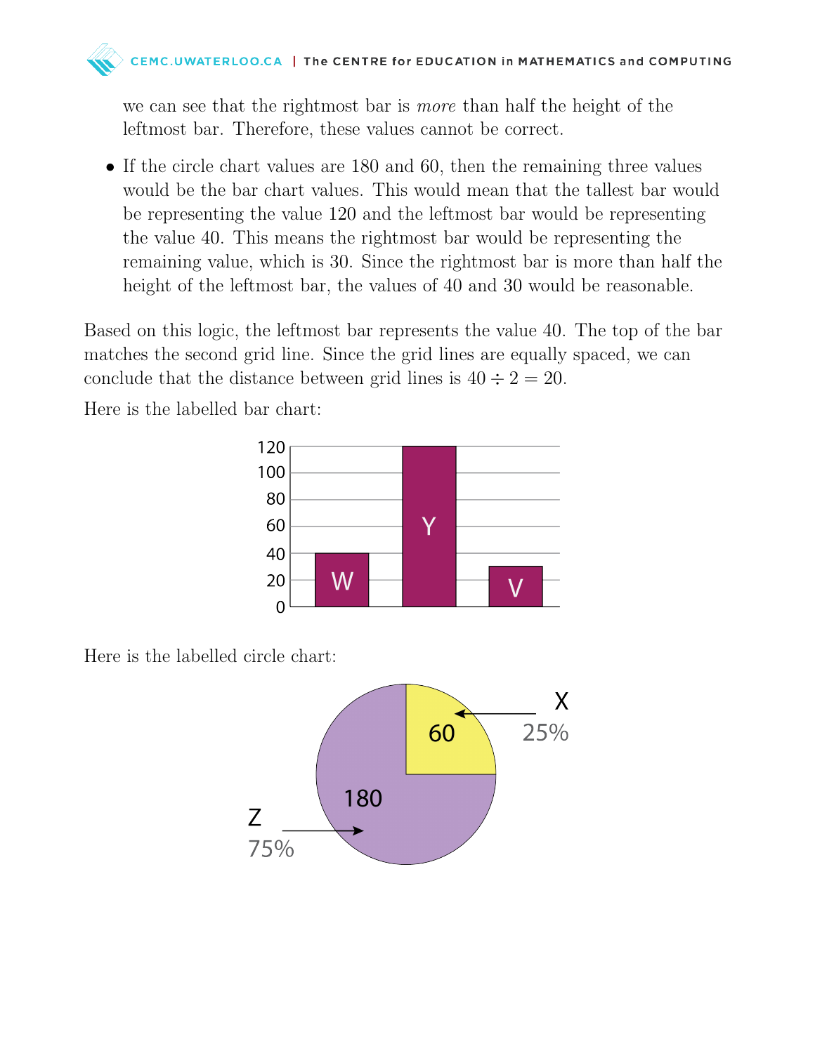we can see that the rightmost bar is *more* than half the height of the leftmost bar. Therefore, these values cannot be correct.

- If the circle chart values are 180 and 60, then the remaining three values would be the bar chart values. This would mean that the tallest bar would be representing the value 120 and the leftmost bar would be representing the value 40. This means the rightmost bar would be representing the remaining value, which is 30. Since the rightmost bar is more than half the height of the leftmost bar, the values of 40 and 30 would be reasonable.

Based on this logic, the leftmost bar represents the value 40. The top of the bar matches the second grid line. Since the grid lines are equally spaced, we can conclude that the distance between grid lines is $40 \div 2 = 20$.

Here is the labelled bar chart:

120
100
80
60
40
20
0
W
Y
V

Here is the labelled circle chart:

X
25%
60
180
Z
75%